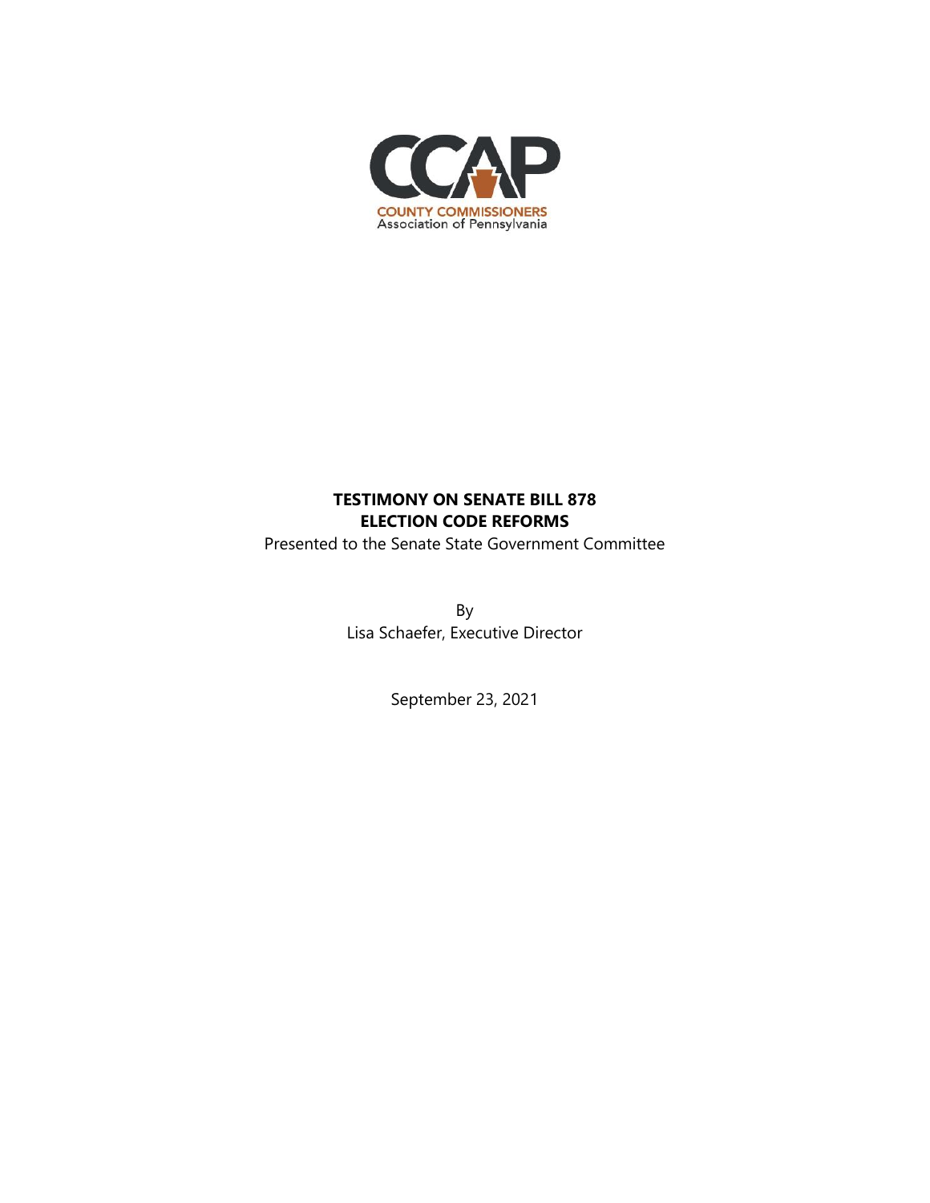CCAP

COUNTY COMMISSIONERS
Association of Pennsylvania

**TESTIMONY ON SENATE BILL 878**
**ELECTION CODE REFORMS**

Presented to the Senate State Government Committee

By
Lisa Schaefer, Executive Director

September 23, 2021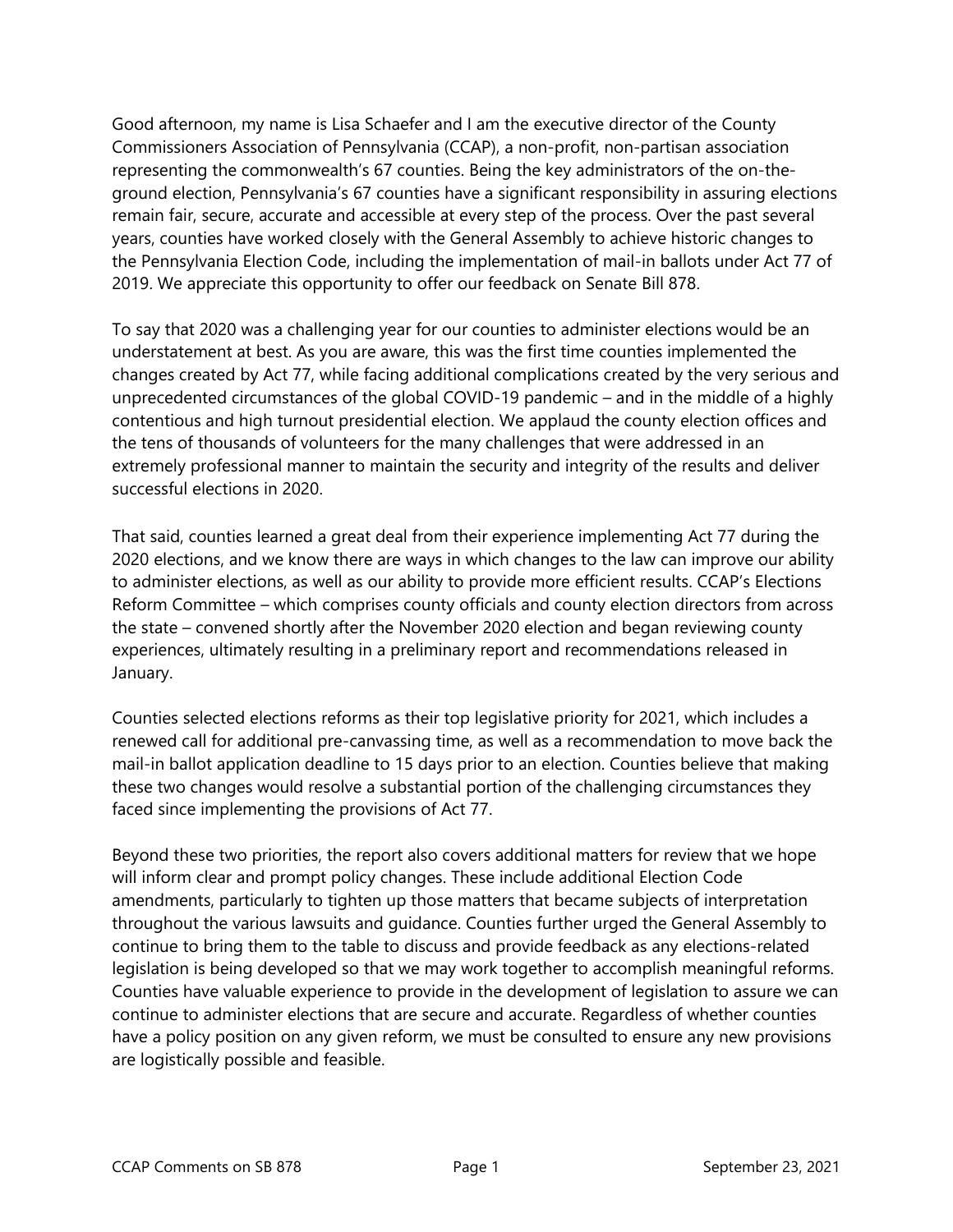Good afternoon, my name is Lisa Schaefer and I am the executive director of the County Commissioners Association of Pennsylvania (CCAP), a non-profit, non-partisan association representing the commonwealth's 67 counties. Being the key administrators of the on-the-ground election, Pennsylvania's 67 counties have a significant responsibility in assuring elections remain fair, secure, accurate and accessible at every step of the process. Over the past several years, counties have worked closely with the General Assembly to achieve historic changes to the Pennsylvania Election Code, including the implementation of mail-in ballots under Act 77 of 2019. We appreciate this opportunity to offer our feedback on Senate Bill 878.

To say that 2020 was a challenging year for our counties to administer elections would be an understatement at best. As you are aware, this was the first time counties implemented the changes created by Act 77, while facing additional complications created by the very serious and unprecedented circumstances of the global COVID-19 pandemic – and in the middle of a highly contentious and high turnout presidential election. We applaud the county election offices and the tens of thousands of volunteers for the many challenges that were addressed in an extremely professional manner to maintain the security and integrity of the results and deliver successful elections in 2020.

That said, counties learned a great deal from their experience implementing Act 77 during the 2020 elections, and we know there are ways in which changes to the law can improve our ability to administer elections, as well as our ability to provide more efficient results. CCAP's Elections Reform Committee – which comprises county officials and county election directors from across the state – convened shortly after the November 2020 election and began reviewing county experiences, ultimately resulting in a preliminary report and recommendations released in January.

Counties selected elections reforms as their top legislative priority for 2021, which includes a renewed call for additional pre-canvassing time, as well as a recommendation to move back the mail-in ballot application deadline to 15 days prior to an election. Counties believe that making these two changes would resolve a substantial portion of the challenging circumstances they faced since implementing the provisions of Act 77.

Beyond these two priorities, the report also covers additional matters for review that we hope will inform clear and prompt policy changes. These include additional Election Code amendments, particularly to tighten up those matters that became subjects of interpretation throughout the various lawsuits and guidance. Counties further urged the General Assembly to continue to bring them to the table to discuss and provide feedback as any elections-related legislation is being developed so that we may work together to accomplish meaningful reforms. Counties have valuable experience to provide in the development of legislation to assure we can continue to administer elections that are secure and accurate. Regardless of whether counties have a policy position on any given reform, we must be consulted to ensure any new provisions are logistically possible and feasible.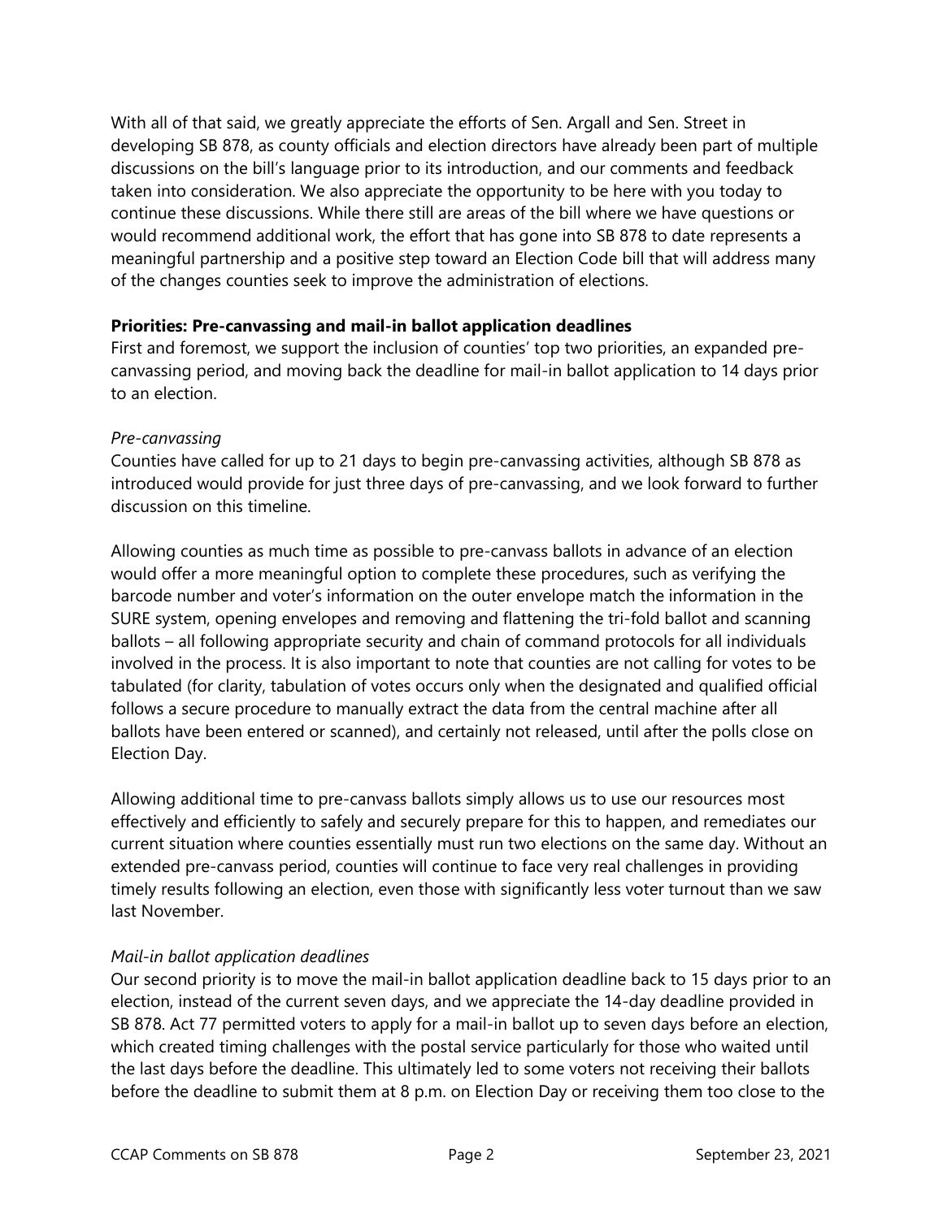With all of that said, we greatly appreciate the efforts of Sen. Argall and Sen. Street in developing SB 878, as county officials and election directors have already been part of multiple discussions on the bill's language prior to its introduction, and our comments and feedback taken into consideration. We also appreciate the opportunity to be here with you today to continue these discussions. While there still are areas of the bill where we have questions or would recommend additional work, the effort that has gone into SB 878 to date represents a meaningful partnership and a positive step toward an Election Code bill that will address many of the changes counties seek to improve the administration of elections.

**Priorities: Pre-canvassing and mail-in ballot application deadlines**

First and foremost, we support the inclusion of counties' top two priorities, an expanded pre-canvassing period, and moving back the deadline for mail-in ballot application to 14 days prior to an election.

*Pre-canvassing*

Counties have called for up to 21 days to begin pre-canvassing activities, although SB 878 as introduced would provide for just three days of pre-canvassing, and we look forward to further discussion on this timeline.

Allowing counties as much time as possible to pre-canvass ballots in advance of an election would offer a more meaningful option to complete these procedures, such as verifying the barcode number and voter's information on the outer envelope match the information in the SURE system, opening envelopes and removing and flattening the tri-fold ballot and scanning ballots – all following appropriate security and chain of command protocols for all individuals involved in the process. It is also important to note that counties are not calling for votes to be tabulated (for clarity, tabulation of votes occurs only when the designated and qualified official follows a secure procedure to manually extract the data from the central machine after all ballots have been entered or scanned), and certainly not released, until after the polls close on Election Day.

Allowing additional time to pre-canvass ballots simply allows us to use our resources most effectively and efficiently to safely and securely prepare for this to happen, and remediates our current situation where counties essentially must run two elections on the same day. Without an extended pre-canvass period, counties will continue to face very real challenges in providing timely results following an election, even those with significantly less voter turnout than we saw last November.

*Mail-in ballot application deadlines*

Our second priority is to move the mail-in ballot application deadline back to 15 days prior to an election, instead of the current seven days, and we appreciate the 14-day deadline provided in SB 878. Act 77 permitted voters to apply for a mail-in ballot up to seven days before an election, which created timing challenges with the postal service particularly for those who waited until the last days before the deadline. This ultimately led to some voters not receiving their ballots before the deadline to submit them at 8 p.m. on Election Day or receiving them too close to the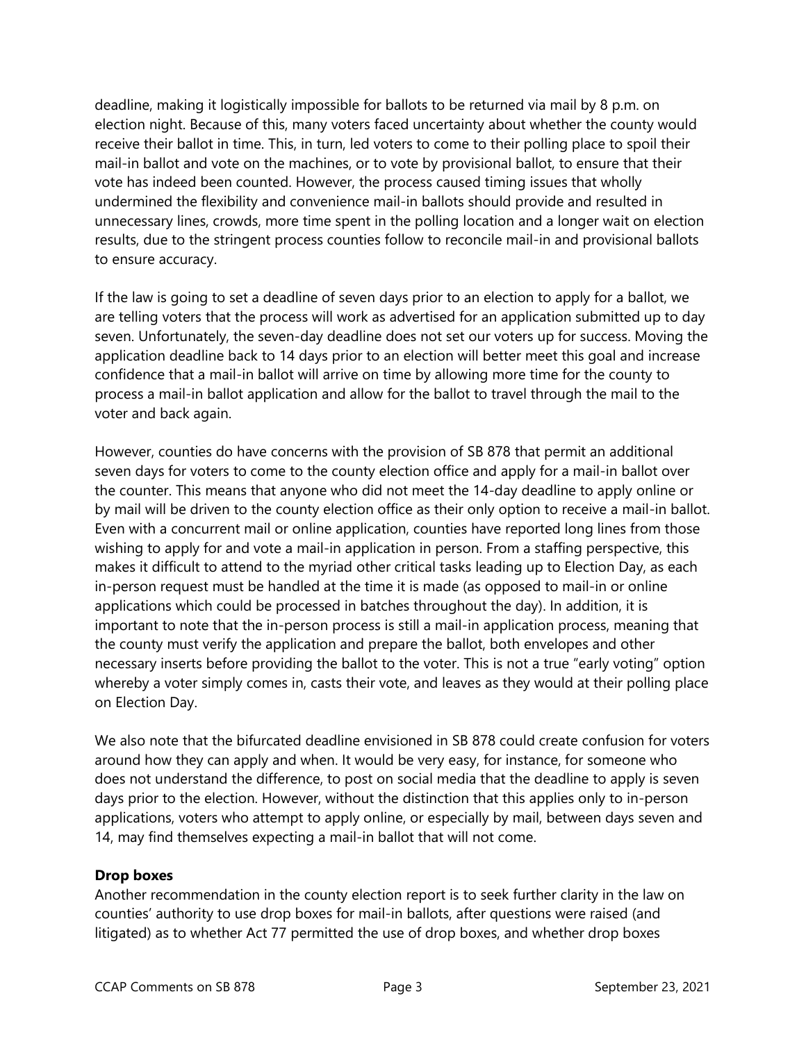deadline, making it logistically impossible for ballots to be returned via mail by 8 p.m. on election night. Because of this, many voters faced uncertainty about whether the county would receive their ballot in time. This, in turn, led voters to come to their polling place to spoil their mail-in ballot and vote on the machines, or to vote by provisional ballot, to ensure that their vote has indeed been counted. However, the process caused timing issues that wholly undermined the flexibility and convenience mail-in ballots should provide and resulted in unnecessary lines, crowds, more time spent in the polling location and a longer wait on election results, due to the stringent process counties follow to reconcile mail-in and provisional ballots to ensure accuracy.

If the law is going to set a deadline of seven days prior to an election to apply for a ballot, we are telling voters that the process will work as advertised for an application submitted up to day seven. Unfortunately, the seven-day deadline does not set our voters up for success. Moving the application deadline back to 14 days prior to an election will better meet this goal and increase confidence that a mail-in ballot will arrive on time by allowing more time for the county to process a mail-in ballot application and allow for the ballot to travel through the mail to the voter and back again.

However, counties do have concerns with the provision of SB 878 that permit an additional seven days for voters to come to the county election office and apply for a mail-in ballot over the counter. This means that anyone who did not meet the 14-day deadline to apply online or by mail will be driven to the county election office as their only option to receive a mail-in ballot. Even with a concurrent mail or online application, counties have reported long lines from those wishing to apply for and vote a mail-in application in person. From a staffing perspective, this makes it difficult to attend to the myriad other critical tasks leading up to Election Day, as each in-person request must be handled at the time it is made (as opposed to mail-in or online applications which could be processed in batches throughout the day). In addition, it is important to note that the in-person process is still a mail-in application process, meaning that the county must verify the application and prepare the ballot, both envelopes and other necessary inserts before providing the ballot to the voter. This is not a true "early voting" option whereby a voter simply comes in, casts their vote, and leaves as they would at their polling place on Election Day.

We also note that the bifurcated deadline envisioned in SB 878 could create confusion for voters around how they can apply and when. It would be very easy, for instance, for someone who does not understand the difference, to post on social media that the deadline to apply is seven days prior to the election. However, without the distinction that this applies only to in-person applications, voters who attempt to apply online, or especially by mail, between days seven and 14, may find themselves expecting a mail-in ballot that will not come.

**Drop boxes**

Another recommendation in the county election report is to seek further clarity in the law on counties' authority to use drop boxes for mail-in ballots, after questions were raised (and litigated) as to whether Act 77 permitted the use of drop boxes, and whether drop boxes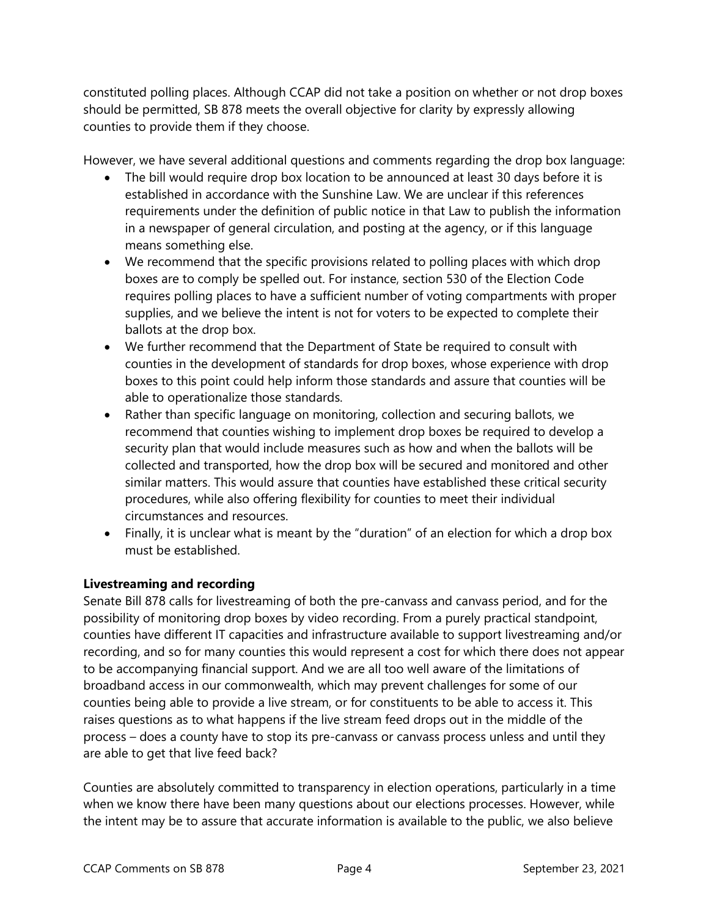constituted polling places. Although CCAP did not take a position on whether or not drop boxes should be permitted, SB 878 meets the overall objective for clarity by expressly allowing counties to provide them if they choose.

However, we have several additional questions and comments regarding the drop box language:

- The bill would require drop box location to be announced at least 30 days before it is established in accordance with the Sunshine Law. We are unclear if this references requirements under the definition of public notice in that Law to publish the information in a newspaper of general circulation, and posting at the agency, or if this language means something else.
- We recommend that the specific provisions related to polling places with which drop boxes are to comply be spelled out. For instance, section 530 of the Election Code requires polling places to have a sufficient number of voting compartments with proper supplies, and we believe the intent is not for voters to be expected to complete their ballots at the drop box.
- We further recommend that the Department of State be required to consult with counties in the development of standards for drop boxes, whose experience with drop boxes to this point could help inform those standards and assure that counties will be able to operationalize those standards.
- Rather than specific language on monitoring, collection and securing ballots, we recommend that counties wishing to implement drop boxes be required to develop a security plan that would include measures such as how and when the ballots will be collected and transported, how the drop box will be secured and monitored and other similar matters. This would assure that counties have established these critical security procedures, while also offering flexibility for counties to meet their individual circumstances and resources.
- Finally, it is unclear what is meant by the "duration" of an election for which a drop box must be established.

**Livestreaming and recording**

Senate Bill 878 calls for livestreaming of both the pre-canvass and canvass period, and for the possibility of monitoring drop boxes by video recording. From a purely practical standpoint, counties have different IT capacities and infrastructure available to support livestreaming and/or recording, and so for many counties this would represent a cost for which there does not appear to be accompanying financial support. And we are all too well aware of the limitations of broadband access in our commonwealth, which may prevent challenges for some of our counties being able to provide a live stream, or for constituents to be able to access it. This raises questions as to what happens if the live stream feed drops out in the middle of the process – does a county have to stop its pre-canvass or canvass process unless and until they are able to get that live feed back?

Counties are absolutely committed to transparency in election operations, particularly in a time when we know there have been many questions about our elections processes. However, while the intent may be to assure that accurate information is available to the public, we also believe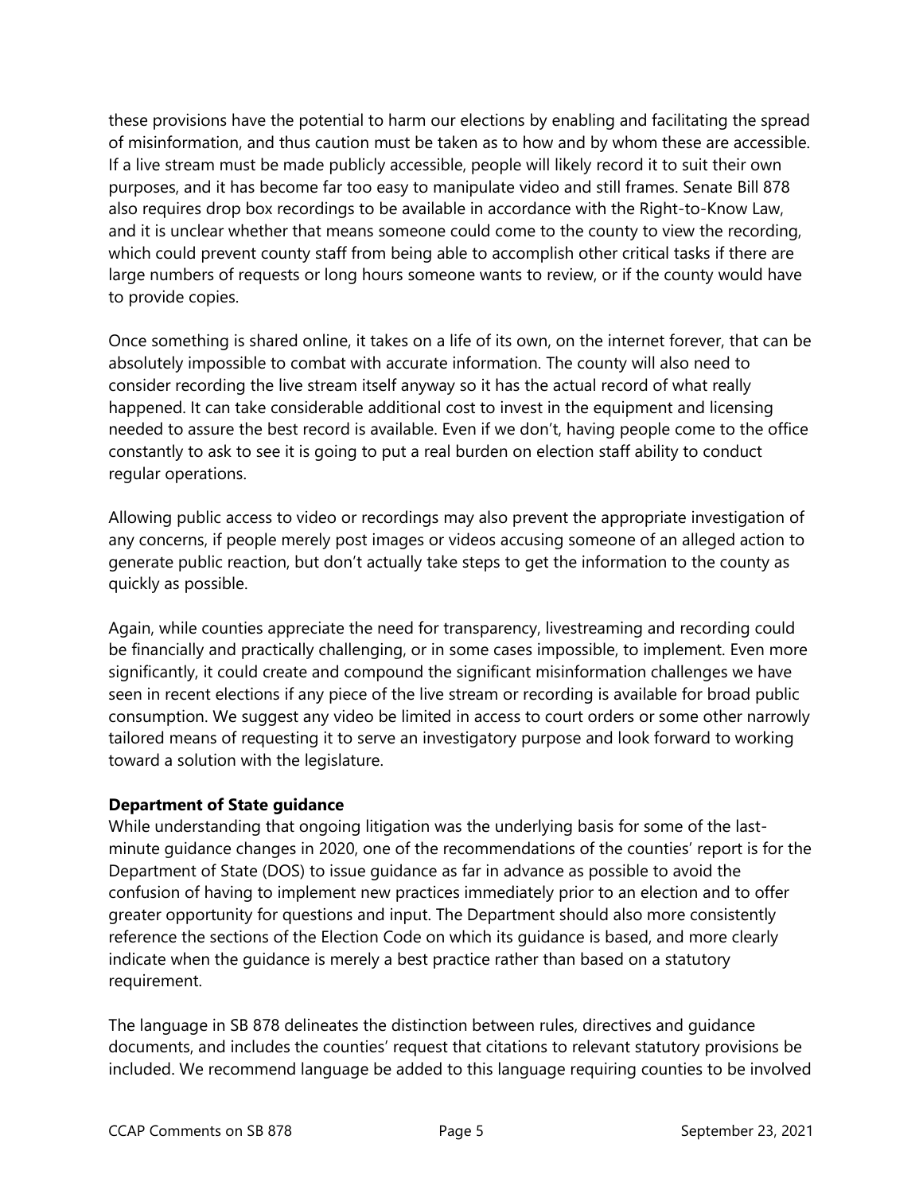these provisions have the potential to harm our elections by enabling and facilitating the spread of misinformation, and thus caution must be taken as to how and by whom these are accessible. If a live stream must be made publicly accessible, people will likely record it to suit their own purposes, and it has become far too easy to manipulate video and still frames. Senate Bill 878 also requires drop box recordings to be available in accordance with the Right-to-Know Law, and it is unclear whether that means someone could come to the county to view the recording, which could prevent county staff from being able to accomplish other critical tasks if there are large numbers of requests or long hours someone wants to review, or if the county would have to provide copies.

Once something is shared online, it takes on a life of its own, on the internet forever, that can be absolutely impossible to combat with accurate information. The county will also need to consider recording the live stream itself anyway so it has the actual record of what really happened. It can take considerable additional cost to invest in the equipment and licensing needed to assure the best record is available. Even if we don't, having people come to the office constantly to ask to see it is going to put a real burden on election staff ability to conduct regular operations.

Allowing public access to video or recordings may also prevent the appropriate investigation of any concerns, if people merely post images or videos accusing someone of an alleged action to generate public reaction, but don't actually take steps to get the information to the county as quickly as possible.

Again, while counties appreciate the need for transparency, livestreaming and recording could be financially and practically challenging, or in some cases impossible, to implement. Even more significantly, it could create and compound the significant misinformation challenges we have seen in recent elections if any piece of the live stream or recording is available for broad public consumption. We suggest any video be limited in access to court orders or some other narrowly tailored means of requesting it to serve an investigatory purpose and look forward to working toward a solution with the legislature.

**Department of State guidance**

While understanding that ongoing litigation was the underlying basis for some of the last-minute guidance changes in 2020, one of the recommendations of the counties' report is for the Department of State (DOS) to issue guidance as far in advance as possible to avoid the confusion of having to implement new practices immediately prior to an election and to offer greater opportunity for questions and input. The Department should also more consistently reference the sections of the Election Code on which its guidance is based, and more clearly indicate when the guidance is merely a best practice rather than based on a statutory requirement.

The language in SB 878 delineates the distinction between rules, directives and guidance documents, and includes the counties' request that citations to relevant statutory provisions be included. We recommend language be added to this language requiring counties to be involved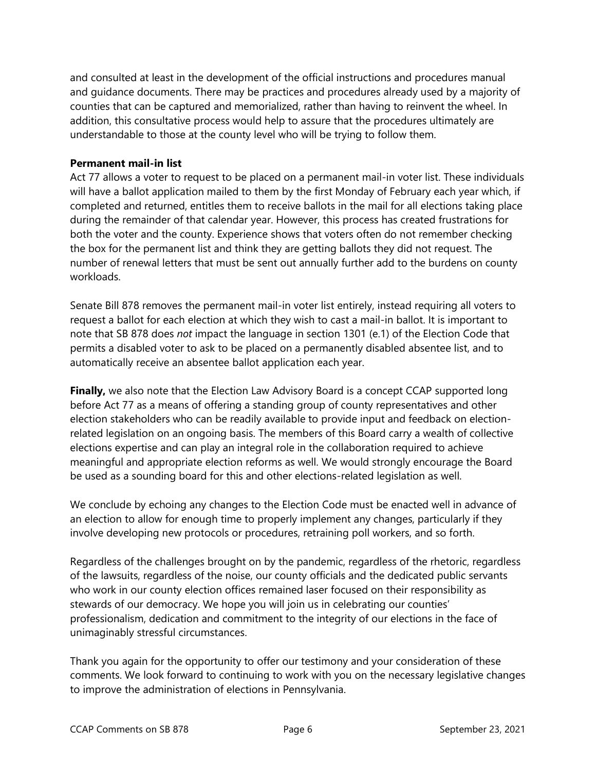and consulted at least in the development of the official instructions and procedures manual and guidance documents. There may be practices and procedures already used by a majority of counties that can be captured and memorialized, rather than having to reinvent the wheel. In addition, this consultative process would help to assure that the procedures ultimately are understandable to those at the county level who will be trying to follow them.

**Permanent mail-in list**

Act 77 allows a voter to request to be placed on a permanent mail-in voter list. These individuals will have a ballot application mailed to them by the first Monday of February each year which, if completed and returned, entitles them to receive ballots in the mail for all elections taking place during the remainder of that calendar year. However, this process has created frustrations for both the voter and the county. Experience shows that voters often do not remember checking the box for the permanent list and think they are getting ballots they did not request. The number of renewal letters that must be sent out annually further add to the burdens on county workloads.

Senate Bill 878 removes the permanent mail-in voter list entirely, instead requiring all voters to request a ballot for each election at which they wish to cast a mail-in ballot. It is important to note that SB 878 does *not* impact the language in section 1301 (e.1) of the Election Code that permits a disabled voter to ask to be placed on a permanently disabled absentee list, and to automatically receive an absentee ballot application each year.

**Finally,** we also note that the Election Law Advisory Board is a concept CCAP supported long before Act 77 as a means of offering a standing group of county representatives and other election stakeholders who can be readily available to provide input and feedback on election-related legislation on an ongoing basis. The members of this Board carry a wealth of collective elections expertise and can play an integral role in the collaboration required to achieve meaningful and appropriate election reforms as well. We would strongly encourage the Board be used as a sounding board for this and other elections-related legislation as well.

We conclude by echoing any changes to the Election Code must be enacted well in advance of an election to allow for enough time to properly implement any changes, particularly if they involve developing new protocols or procedures, retraining poll workers, and so forth.

Regardless of the challenges brought on by the pandemic, regardless of the rhetoric, regardless of the lawsuits, regardless of the noise, our county officials and the dedicated public servants who work in our county election offices remained laser focused on their responsibility as stewards of our democracy. We hope you will join us in celebrating our counties' professionalism, dedication and commitment to the integrity of our elections in the face of unimaginably stressful circumstances.

Thank you again for the opportunity to offer our testimony and your consideration of these comments. We look forward to continuing to work with you on the necessary legislative changes to improve the administration of elections in Pennsylvania.